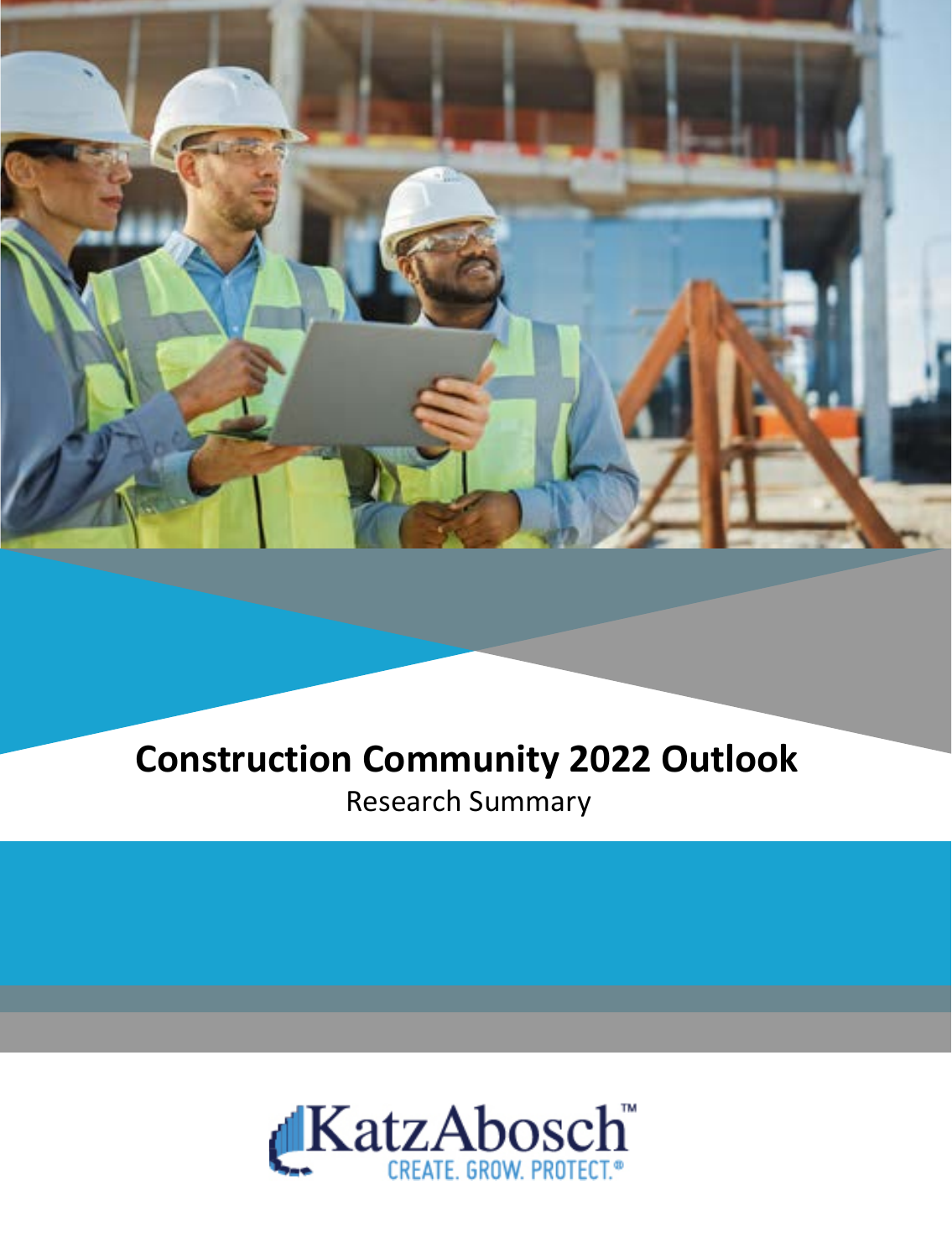# Construction Community 2022 Outlook

Research Summary

KatzAbosch™

CREATE. GROW. PROTECT.®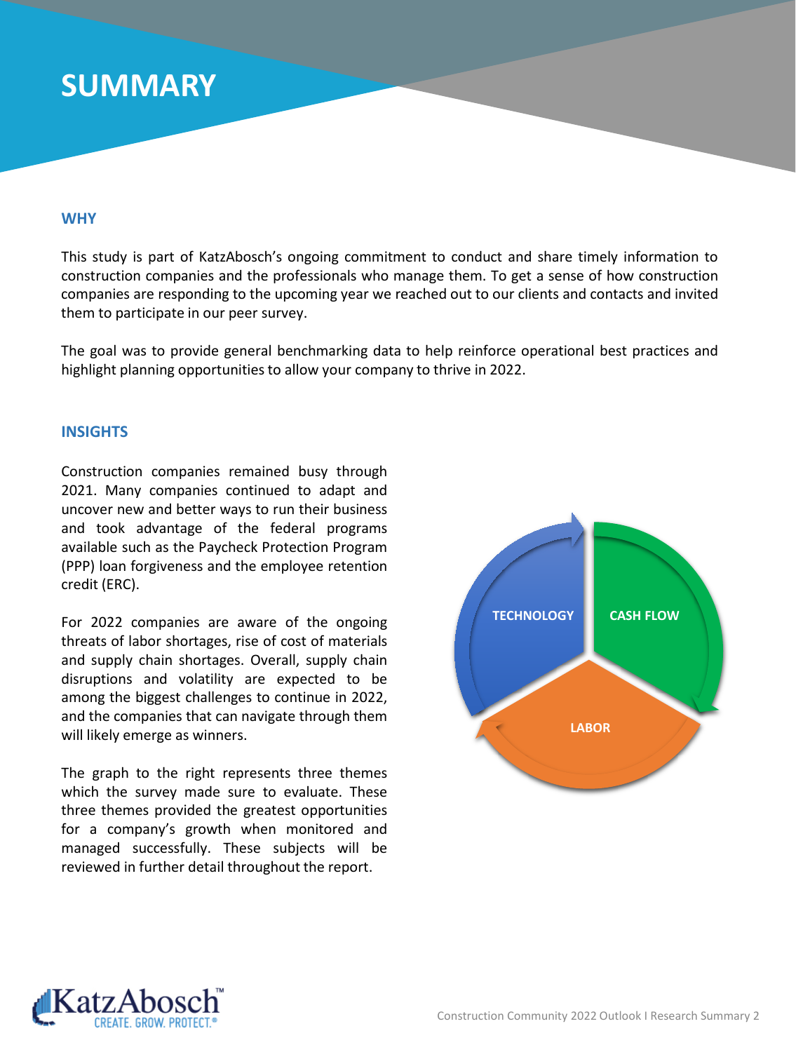# SUMMARY

## WHY

This study is part of KatzAbosch's ongoing commitment to conduct and share timely information to construction companies and the professionals who manage them. To get a sense of how construction companies are responding to the upcoming year we reached out to our clients and contacts and invited them to participate in our peer survey.

The goal was to provide general benchmarking data to help reinforce operational best practices and highlight planning opportunities to allow your company to thrive in 2022.

## INSIGHTS

Construction companies remained busy through 2021. Many companies continued to adapt and uncover new and better ways to run their business and took advantage of the federal programs available such as the Paycheck Protection Program (PPP) loan forgiveness and the employee retention credit (ERC).

For 2022 companies are aware of the ongoing threats of labor shortages, rise of cost of materials and supply chain shortages. Overall, supply chain disruptions and volatility are expected to be among the biggest challenges to continue in 2022, and the companies that can navigate through them will likely emerge as winners.

The graph to the right represents three themes which the survey made sure to evaluate. These three themes provided the greatest opportunities for a company's growth when monitored and managed successfully. These subjects will be reviewed in further detail throughout the report.

TECHNOLOGY

CASH FLOW

LABOR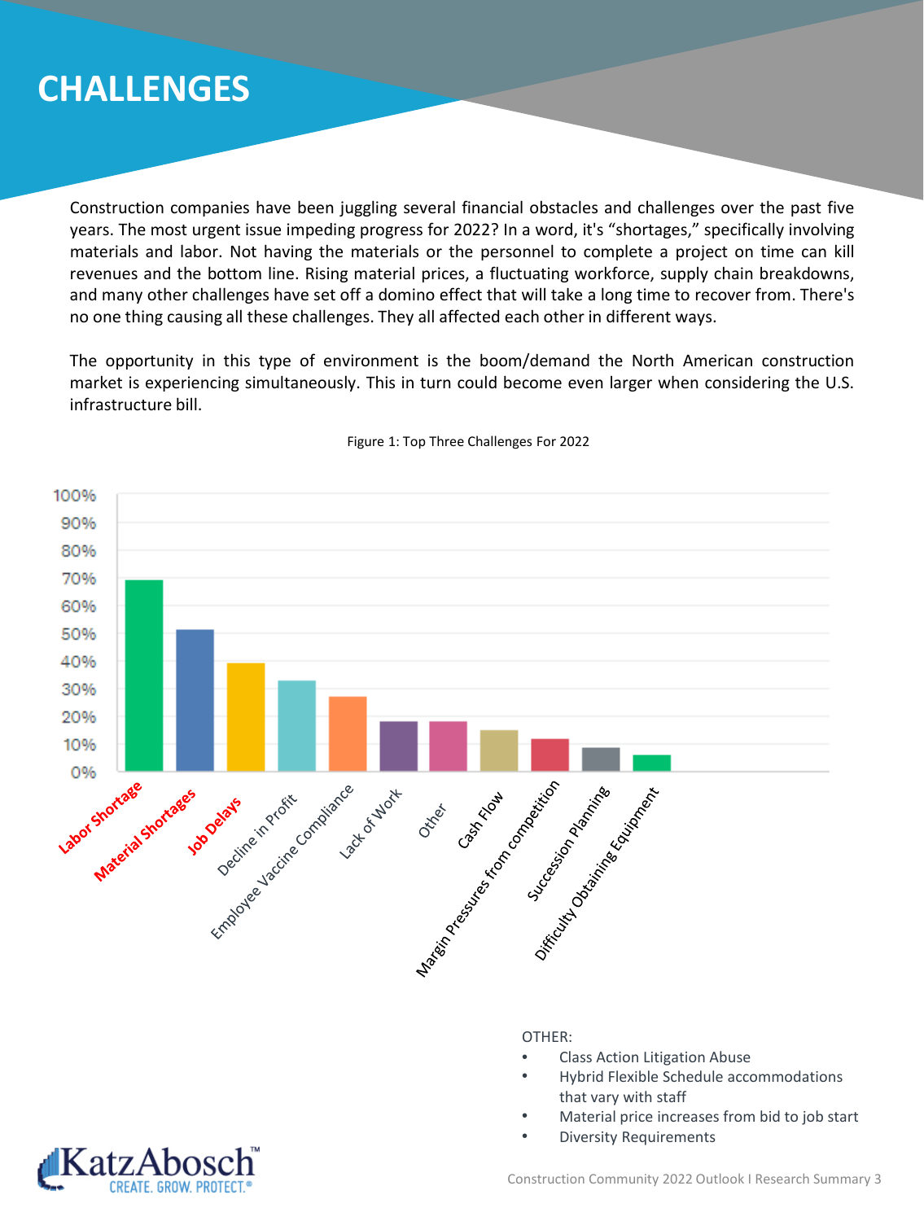# CHALLENGES

Construction companies have been juggling several financial obstacles and challenges over the past five years. The most urgent issue impeding progress for 2022? In a word, it's "shortages," specifically involving materials and labor. Not having the materials or the personnel to complete a project on time can kill revenues and the bottom line. Rising material prices, a fluctuating workforce, supply chain breakdowns, and many other challenges have set off a domino effect that will take a long time to recover from. There's no one thing causing all these challenges. They all affected each other in different ways.

The opportunity in this type of environment is the boom/demand the North American construction market is experiencing simultaneously. This in turn could become even larger when considering the U.S. infrastructure bill.

Figure 1: Top Three Challenges For 2022

| Challenge | Approx. % |
|---|---|
| **Labor Shortage** | 69% |
| **Material Shortages** | 51% |
| **Job Delays** | 39% |
| Decline in Profit | 33% |
| Employee Vaccine Compliance | 27% |
| Lack of Work | 18% |
| Other | 18% |
| Cash Flow | 15% |
| Margin Pressures from competition | 12% |
| Succession Planning | 9% |
| Difficulty Obtaining Equipment | 6% |

OTHER:

- Class Action Litigation Abuse
- Hybrid Flexible Schedule accommodations that vary with staff
- Material price increases from bid to job start
- Diversity Requirements

KatzAbosch™ CREATE. GROW. PROTECT.®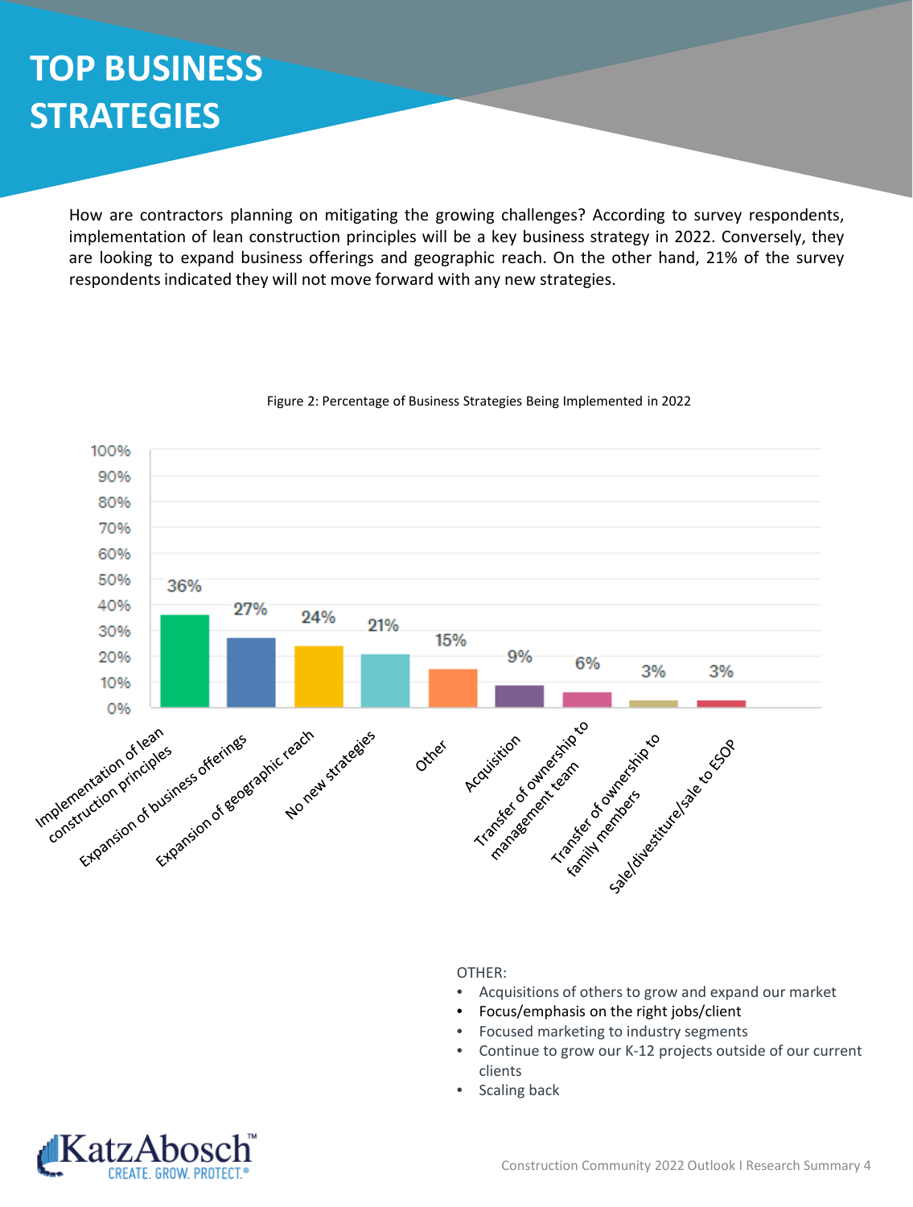# TOP BUSINESS STRATEGIES

How are contractors planning on mitigating the growing challenges? According to survey respondents, implementation of lean construction principles will be a key business strategy in 2022. Conversely, they are looking to expand business offerings and geographic reach. On the other hand, 21% of the survey respondents indicated they will not move forward with any new strategies.

Figure 2: Percentage of Business Strategies Being Implemented in 2022

| Strategy | Percentage |
|---|---|
| Implementation of lean construction principles | 36% |
| Expansion of business offerings | 27% |
| Expansion of geographic reach | 24% |
| No new strategies | 21% |
| Other | 15% |
| Acquisition | 9% |
| Transfer of ownership to management team | 6% |
| Transfer of ownership to family members | 3% |
| Sale/divestiture/sale to ESOP | 3% |

OTHER:

- Acquisitions of others to grow and expand our market
- Focus/emphasis on the right jobs/client
- Focused marketing to industry segments
- Continue to grow our K-12 projects outside of our current clients
- Scaling back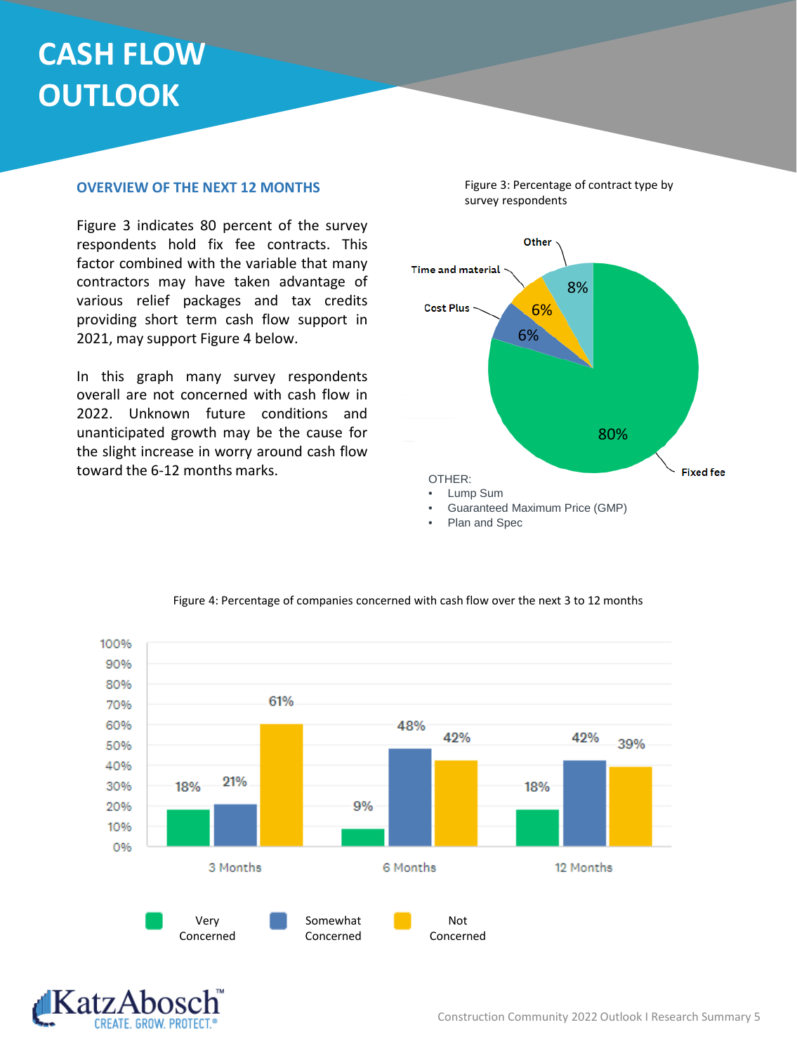# CASH FLOW OUTLOOK

## OVERVIEW OF THE NEXT 12 MONTHS

Figure 3 indicates 80 percent of the survey respondents hold fix fee contracts. This factor combined with the variable that many contractors may have taken advantage of various relief packages and tax credits providing short term cash flow support in 2021, may support Figure 4 below.

In this graph many survey respondents overall are not concerned with cash flow in 2022. Unknown future conditions and unanticipated growth may be the cause for the slight increase in worry around cash flow toward the 6-12 months marks.

Figure 3: Percentage of contract type by survey respondents

| Contract type | Percentage |
|---|---|
| Fixed fee | 80% |
| Cost Plus | 6% |
| Time and material | 6% |
| Other | 8% |

OTHER:

- Lump Sum
- Guaranteed Maximum Price (GMP)
- Plan and Spec

Figure 4: Percentage of companies concerned with cash flow over the next 3 to 12 months

| | Very Concerned | Somewhat Concerned | Not Concerned |
|---|---|---|---|
| 3 Months | 18% | 21% | 61% |
| 6 Months | 9% | 48% | 42% |
| 12 Months | 18% | 42% | 39% |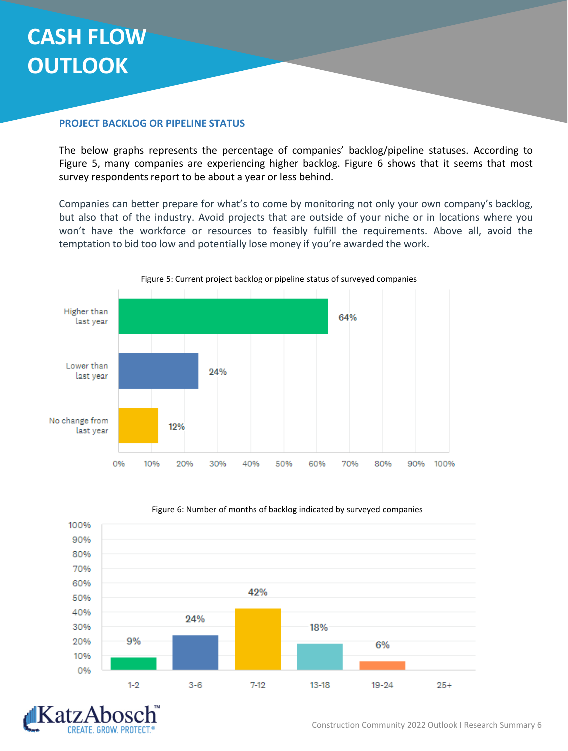# CASH FLOW OUTLOOK

### PROJECT BACKLOG OR PIPELINE STATUS

The below graphs represents the percentage of companies' backlog/pipeline statuses. According to Figure 5, many companies are experiencing higher backlog. Figure 6 shows that it seems that most survey respondents report to be about a year or less behind.

Companies can better prepare for what's to come by monitoring not only your own company's backlog, but also that of the industry. Avoid projects that are outside of your niche or in locations where you won't have the workforce or resources to feasibly fulfill the requirements. Above all, avoid the temptation to bid too low and potentially lose money if you're awarded the work.

Figure 5: Current project backlog or pipeline status of surveyed companies

| Status | Percentage |
| --- | --- |
| Higher than last year | 64% |
| Lower than last year | 24% |
| No change from last year | 12% |

Figure 6: Number of months of backlog indicated by surveyed companies

| Months | Percentage |
| --- | --- |
| 1-2 | 9% |
| 3-6 | 24% |
| 7-12 | 42% |
| 13-18 | 18% |
| 19-24 | 6% |
| 25+ | |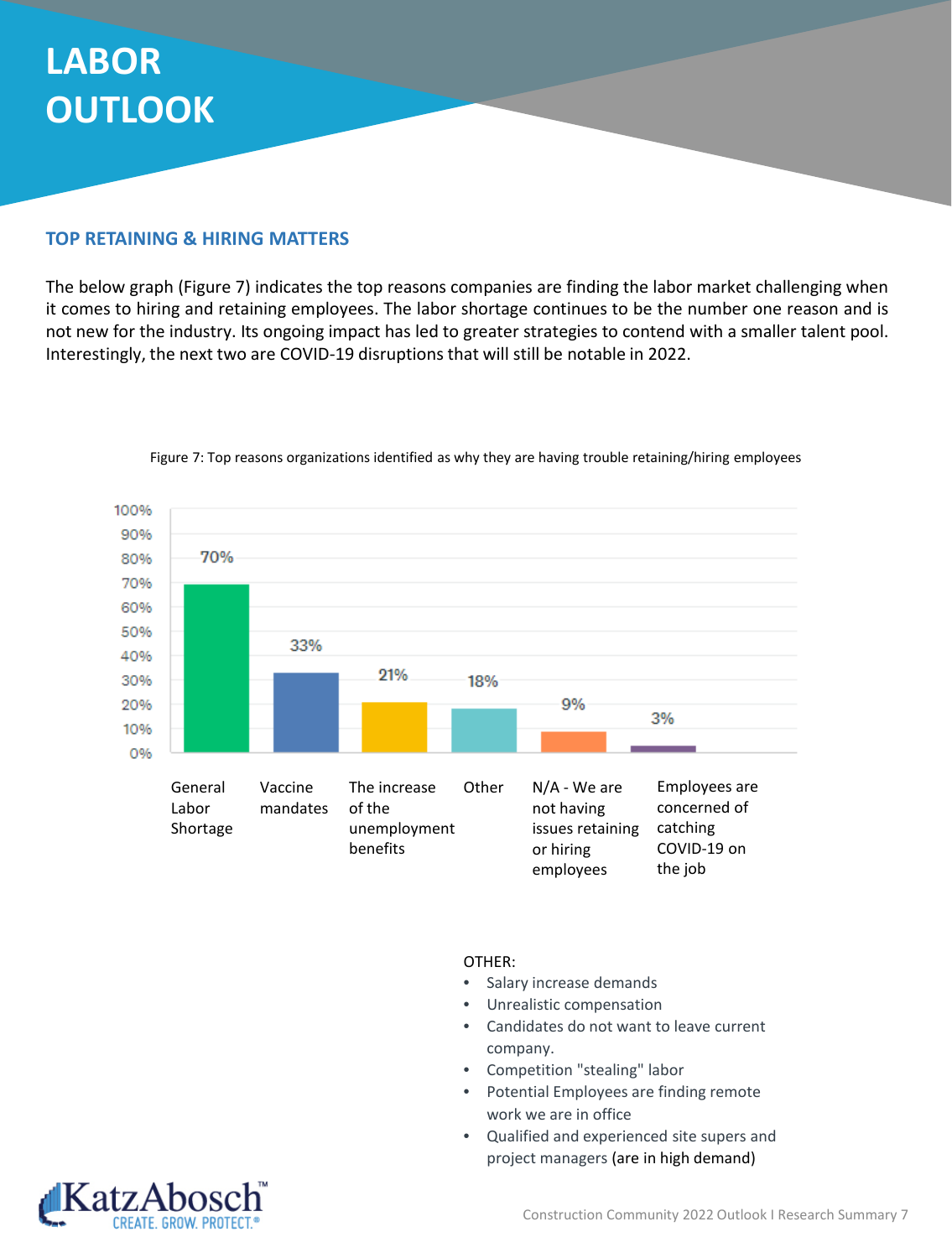# LABOR OUTLOOK

## TOP RETAINING & HIRING MATTERS

The below graph (Figure 7) indicates the top reasons companies are finding the labor market challenging when it comes to hiring and retaining employees. The labor shortage continues to be the number one reason and is not new for the industry. Its ongoing impact has led to greater strategies to contend with a smaller talent pool. Interestingly, the next two are COVID-19 disruptions that will still be notable in 2022.

Figure 7: Top reasons organizations identified as why they are having trouble retaining/hiring employees

| Reason | Percentage |
| --- | --- |
| General Labor Shortage | 70% |
| Vaccine mandates | 33% |
| The increase of the unemployment benefits | 21% |
| Other | 18% |
| N/A - We are not having issues retaining or hiring employees | 9% |
| Employees are concerned of catching COVID-19 on the job | 3% |

OTHER:

- Salary increase demands
- Unrealistic compensation
- Candidates do not want to leave current company.
- Competition "stealing" labor
- Potential Employees are finding remote work we are in office
- Qualified and experienced site supers and project managers (are in high demand)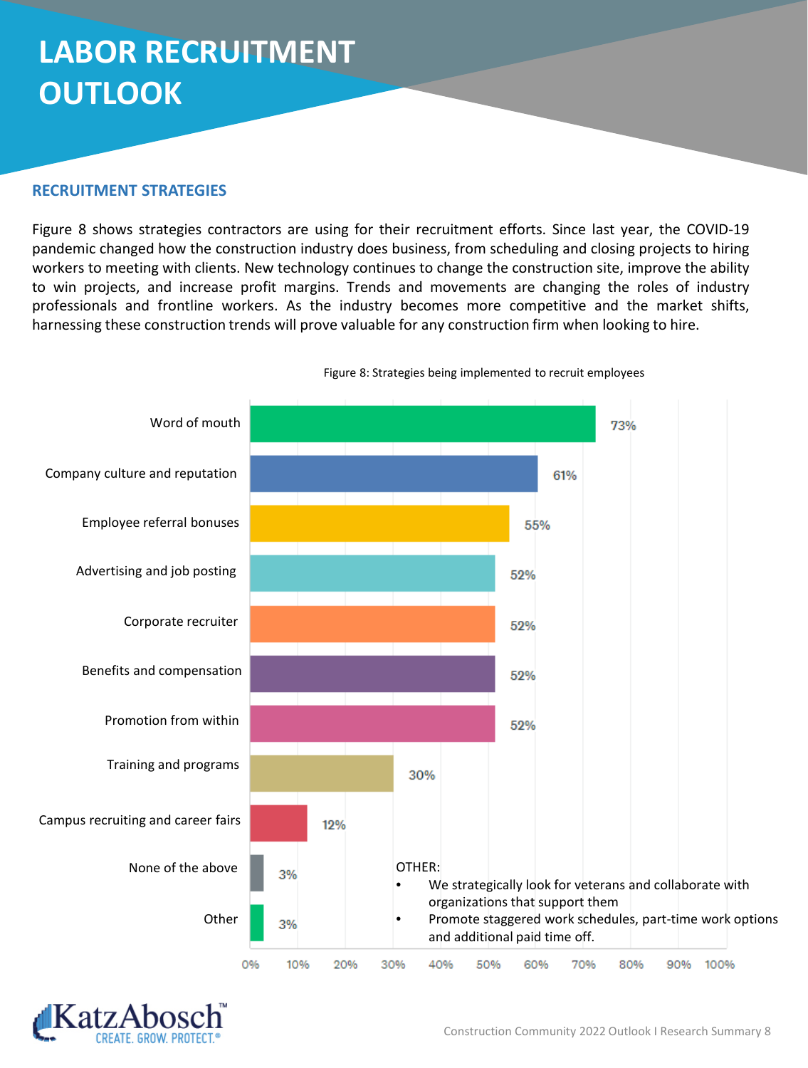# LABOR RECRUITMENT OUTLOOK

## RECRUITMENT STRATEGIES

Figure 8 shows strategies contractors are using for their recruitment efforts. Since last year, the COVID-19 pandemic changed how the construction industry does business, from scheduling and closing projects to hiring workers to meeting with clients. New technology continues to change the construction site, improve the ability to win projects, and increase profit margins. Trends and movements are changing the roles of industry professionals and frontline workers. As the industry becomes more competitive and the market shifts, harnessing these construction trends will prove valuable for any construction firm when looking to hire.

Figure 8: Strategies being implemented to recruit employees

| Strategy | Percentage |
| --- | --- |
| Word of mouth | 73% |
| Company culture and reputation | 61% |
| Employee referral bonuses | 55% |
| Advertising and job posting | 52% |
| Corporate recruiter | 52% |
| Benefits and compensation | 52% |
| Promotion from within | 52% |
| Training and programs | 30% |
| Campus recruiting and career fairs | 12% |
| None of the above | 3% |
| Other | 3% |

OTHER:

- We strategically look for veterans and collaborate with organizations that support them
- Promote staggered work schedules, part-time work options and additional paid time off.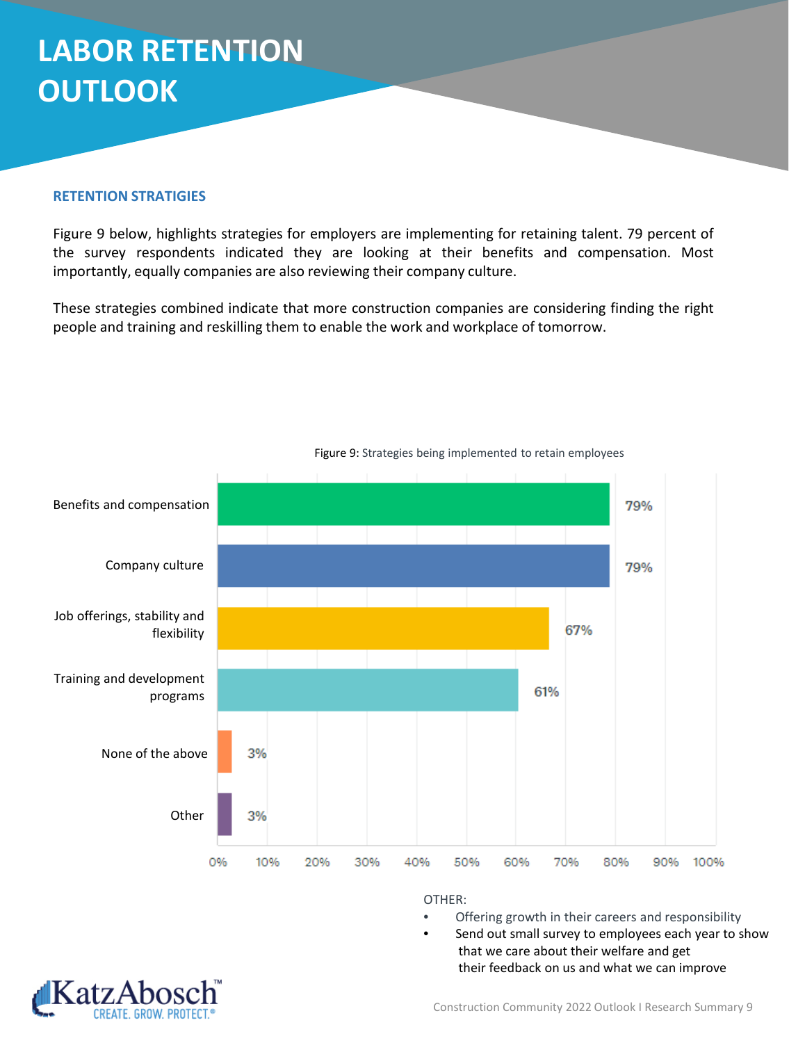# LABOR RETENTION OUTLOOK

### RETENTION STRATIGIES

Figure 9 below, highlights strategies for employers are implementing for retaining talent. 79 percent of the survey respondents indicated they are looking at their benefits and compensation. Most importantly, equally companies are also reviewing their company culture.

These strategies combined indicate that more construction companies are considering finding the right people and training and reskilling them to enable the work and workplace of tomorrow.

Figure 9: Strategies being implemented to retain employees

| Strategy | Percent |
|---|---|
| Benefits and compensation | 79% |
| Company culture | 79% |
| Job offerings, stability and flexibility | 67% |
| Training and development programs | 61% |
| None of the above | 3% |
| Other | 3% |

OTHER:

- Offering growth in their careers and responsibility
- Send out small survey to employees each year to show that we care about their welfare and get their feedback on us and what we can improve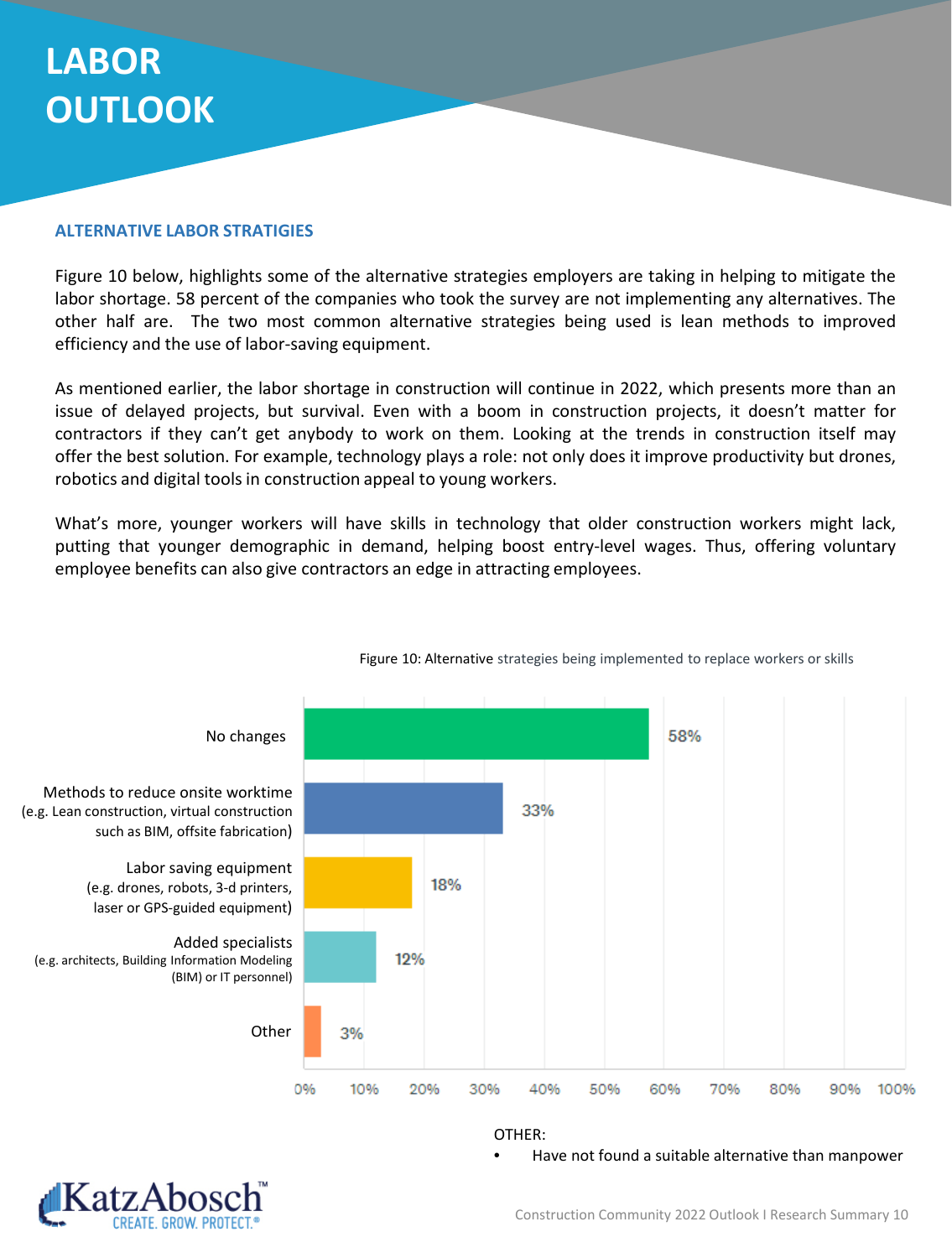# LABOR OUTLOOK

### ALTERNATIVE LABOR STRATIGIES

Figure 10 below, highlights some of the alternative strategies employers are taking in helping to mitigate the labor shortage. 58 percent of the companies who took the survey are not implementing any alternatives. The other half are. The two most common alternative strategies being used is lean methods to improved efficiency and the use of labor-saving equipment.

As mentioned earlier, the labor shortage in construction will continue in 2022, which presents more than an issue of delayed projects, but survival. Even with a boom in construction projects, it doesn't matter for contractors if they can't get anybody to work on them. Looking at the trends in construction itself may offer the best solution. For example, technology plays a role: not only does it improve productivity but drones, robotics and digital tools in construction appeal to young workers.

What's more, younger workers will have skills in technology that older construction workers might lack, putting that younger demographic in demand, helping boost entry-level wages. Thus, offering voluntary employee benefits can also give contractors an edge in attracting employees.

Figure 10: Alternative strategies being implemented to replace workers or skills

| Strategy | Percentage |
| --- | --- |
| No changes | 58% |
| Methods to reduce onsite worktime (e.g. Lean construction, virtual construction such as BIM, offsite fabrication) | 33% |
| Labor saving equipment (e.g. drones, robots, 3-d printers, laser or GPS-guided equipment) | 18% |
| Added specialists (e.g. architects, Building Information Modeling (BIM) or IT personnel) | 12% |
| Other | 3% |

OTHER:

- Have not found a suitable alternative than manpower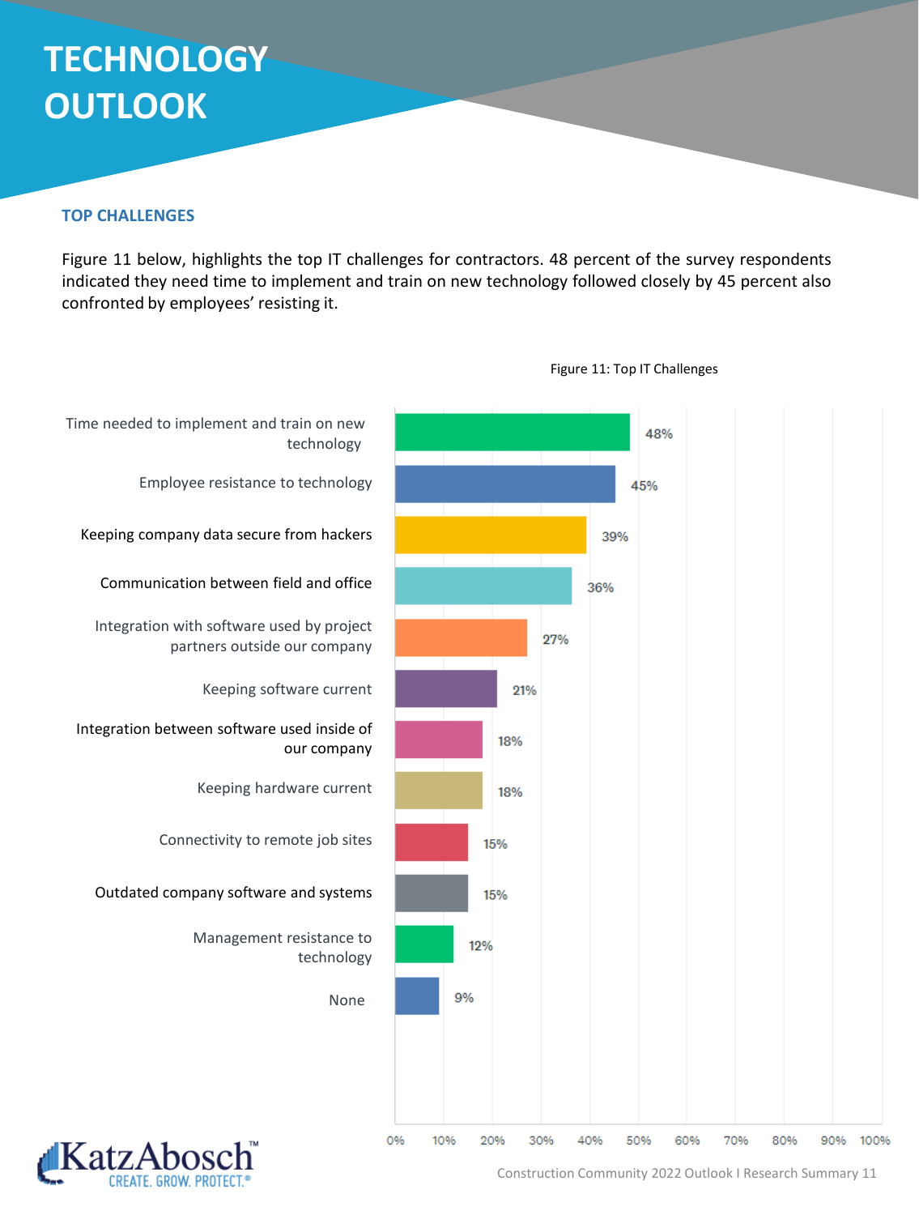# TECHNOLOGY OUTLOOK

### TOP CHALLENGES

Figure 11 below, highlights the top IT challenges for contractors. 48 percent of the survey respondents indicated they need time to implement and train on new technology followed closely by 45 percent also confronted by employees' resisting it.

Figure 11: Top IT Challenges

| Challenge | Percent |
|---|---|
| Time needed to implement and train on new technology | 48% |
| Employee resistance to technology | 45% |
| Keeping company data secure from hackers | 39% |
| Communication between field and office | 36% |
| Integration with software used by project partners outside our company | 27% |
| Keeping software current | 21% |
| Integration between software used inside of our company | 18% |
| Keeping hardware current | 18% |
| Connectivity to remote job sites | 15% |
| Outdated company software and systems | 15% |
| Management resistance to technology | 12% |
| None | 9% |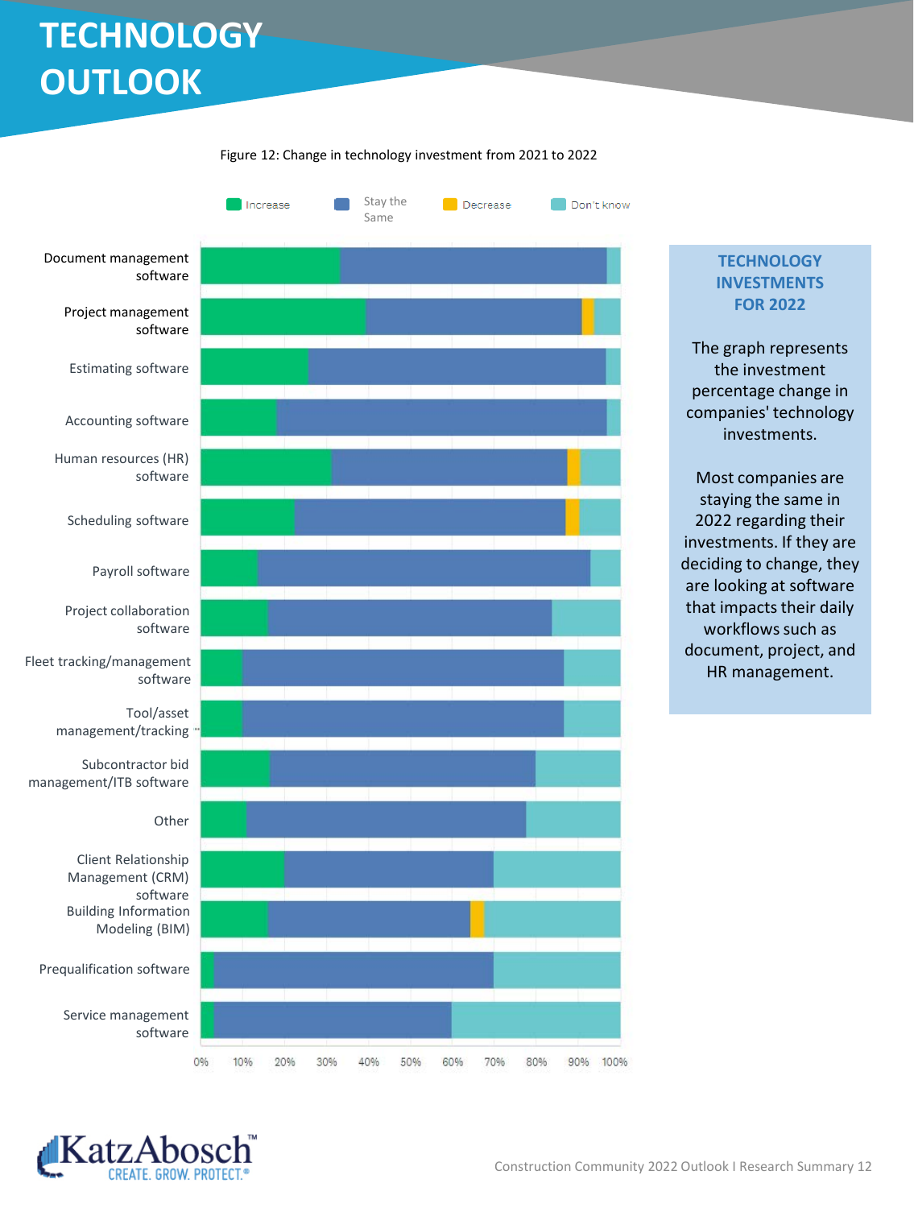# TECHNOLOGY OUTLOOK

Figure 12: Change in technology investment from 2021 to 2022

Increase | Stay the Same | Decrease | Don't know

Document management software

Project management software

Estimating software

Accounting software

Human resources (HR) software

Scheduling software

Payroll software

Project collaboration software

Fleet tracking/management software

Tool/asset management/tracking

Subcontractor bid management/ITB software

Other

Client Relationship Management (CRM) software

Building Information Modeling (BIM)

Prequalification software

Service management software

0% 10% 20% 30% 40% 50% 60% 70% 80% 90% 100%

## TECHNOLOGY INVESTMENTS FOR 2022

The graph represents the investment percentage change in companies' technology investments.

Most companies are staying the same in 2022 regarding their investments. If they are deciding to change, they are looking at software that impacts their daily workflows such as document, project, and HR management.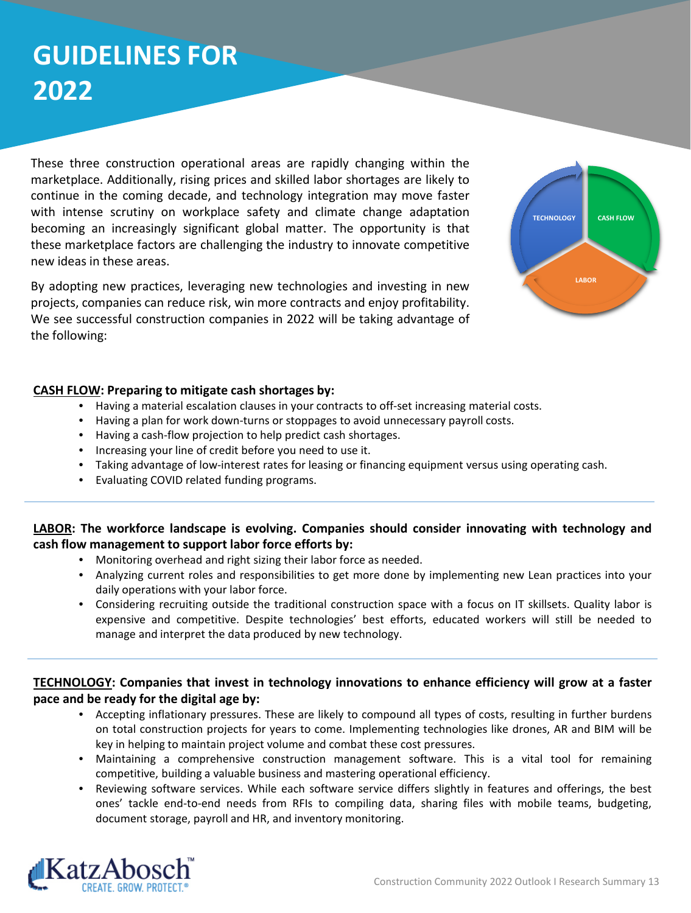# GUIDELINES FOR 2022

These three construction operational areas are rapidly changing within the marketplace. Additionally, rising prices and skilled labor shortages are likely to continue in the coming decade, and technology integration may move faster with intense scrutiny on workplace safety and climate change adaptation becoming an increasingly significant global matter. The opportunity is that these marketplace factors are challenging the industry to innovate competitive new ideas in these areas.

By adopting new practices, leveraging new technologies and investing in new projects, companies can reduce risk, win more contracts and enjoy profitability. We see successful construction companies in 2022 will be taking advantage of the following:

TECHNOLOGY

CASH FLOW

LABOR

**CASH FLOW: Preparing to mitigate cash shortages by:**

- Having a material escalation clauses in your contracts to off-set increasing material costs.
- Having a plan for work down-turns or stoppages to avoid unnecessary payroll costs.
- Having a cash-flow projection to help predict cash shortages.
- Increasing your line of credit before you need to use it.
- Taking advantage of low-interest rates for leasing or financing equipment versus using operating cash.
- Evaluating COVID related funding programs.

**LABOR: The workforce landscape is evolving. Companies should consider innovating with technology and cash flow management to support labor force efforts by:**

- Monitoring overhead and right sizing their labor force as needed.
- Analyzing current roles and responsibilities to get more done by implementing new Lean practices into your daily operations with your labor force.
- Considering recruiting outside the traditional construction space with a focus on IT skillsets. Quality labor is expensive and competitive. Despite technologies' best efforts, educated workers will still be needed to manage and interpret the data produced by new technology.

**TECHNOLOGY: Companies that invest in technology innovations to enhance efficiency will grow at a faster pace and be ready for the digital age by:**

- Accepting inflationary pressures. These are likely to compound all types of costs, resulting in further burdens on total construction projects for years to come. Implementing technologies like drones, AR and BIM will be key in helping to maintain project volume and combat these cost pressures.
- Maintaining a comprehensive construction management software. This is a vital tool for remaining competitive, building a valuable business and mastering operational efficiency.
- Reviewing software services. While each software service differs slightly in features and offerings, the best ones' tackle end-to-end needs from RFIs to compiling data, sharing files with mobile teams, budgeting, document storage, payroll and HR, and inventory monitoring.

KatzAbosch™
CREATE. GROW. PROTECT.®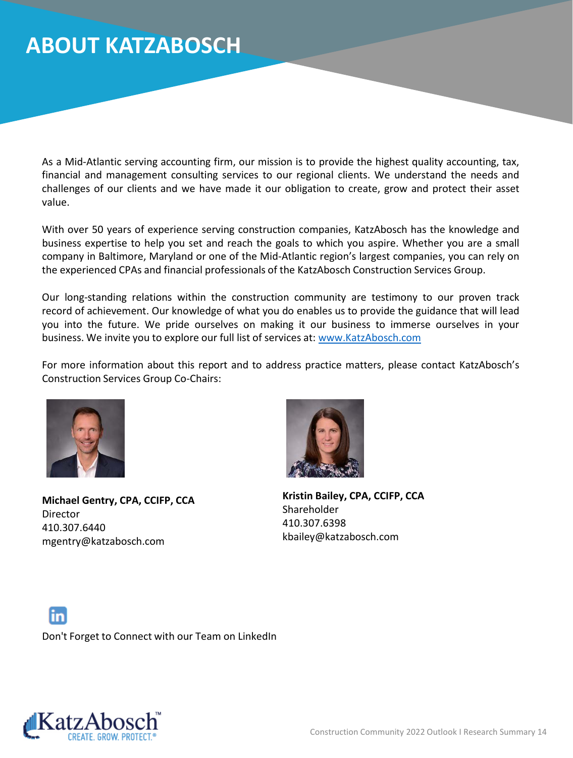# ABOUT KATZABOSCH

As a Mid-Atlantic serving accounting firm, our mission is to provide the highest quality accounting, tax, financial and management consulting services to our regional clients. We understand the needs and challenges of our clients and we have made it our obligation to create, grow and protect their asset value.

With over 50 years of experience serving construction companies, KatzAbosch has the knowledge and business expertise to help you set and reach the goals to which you aspire. Whether you are a small company in Baltimore, Maryland or one of the Mid-Atlantic region's largest companies, you can rely on the experienced CPAs and financial professionals of the KatzAbosch Construction Services Group.

Our long-standing relations within the construction community are testimony to our proven track record of achievement. Our knowledge of what you do enables us to provide the guidance that will lead you into the future. We pride ourselves on making it our business to immerse ourselves in your business. We invite you to explore our full list of services at: www.KatzAbosch.com

For more information about this report and to address practice matters, please contact KatzAbosch's Construction Services Group Co-Chairs:

**Michael Gentry, CPA, CCIFP, CCA**
Director
410.307.6440
mgentry@katzabosch.com

**Kristin Bailey, CPA, CCIFP, CCA**
Shareholder
410.307.6398
kbailey@katzabosch.com

Don't Forget to Connect with our Team on LinkedIn

KatzAbosch
CREATE. GROW. PROTECT.®